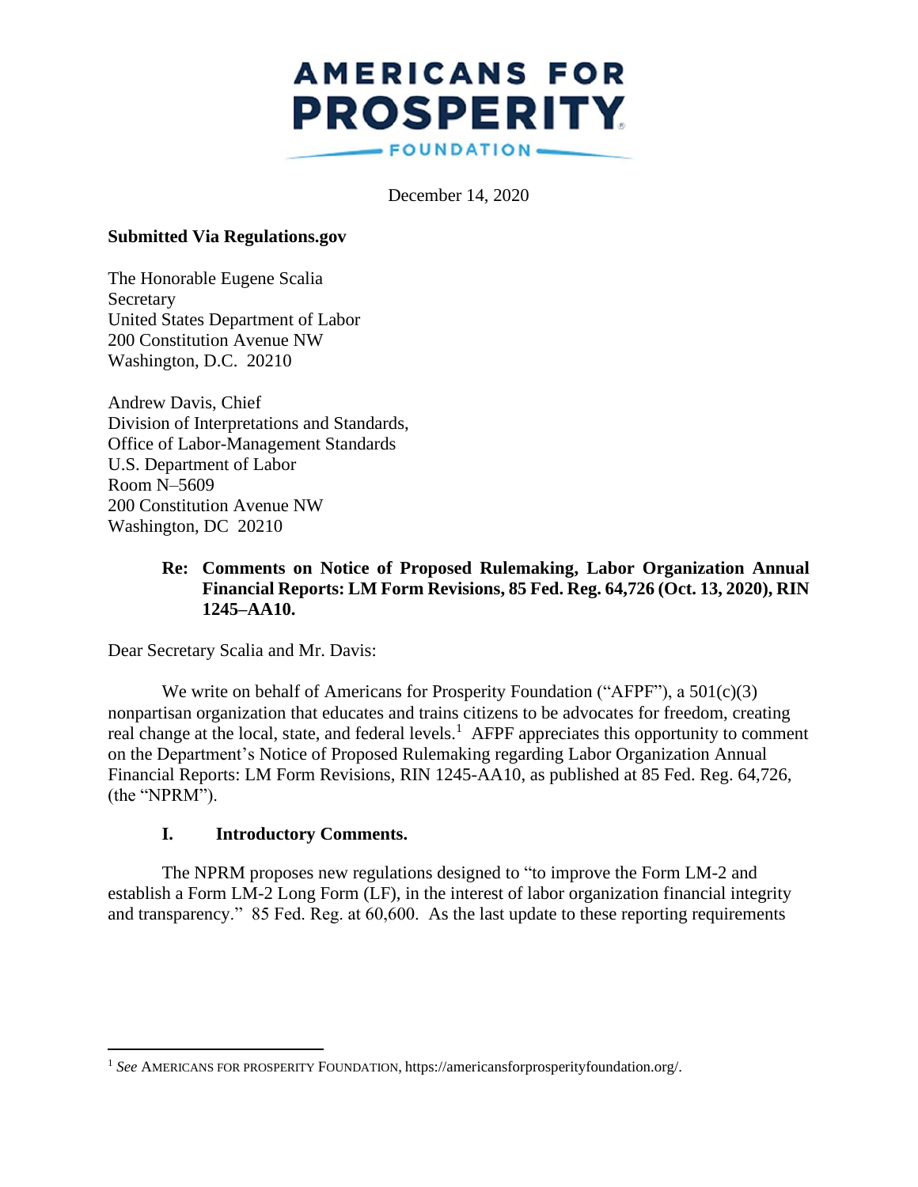**AMERICANS FOR PROSPERITY FOUNDATION**

December 14, 2020

**Submitted Via Regulations.gov**

The Honorable Eugene Scalia
Secretary
United States Department of Labor
200 Constitution Avenue NW
Washington, D.C. 20210

Andrew Davis, Chief
Division of Interpretations and Standards,
Office of Labor-Management Standards
U.S. Department of Labor
Room N–5609
200 Constitution Avenue NW
Washington, DC 20210

> **Re: Comments on Notice of Proposed Rulemaking, Labor Organization Annual Financial Reports: LM Form Revisions, 85 Fed. Reg. 64,726 (Oct. 13, 2020), RIN 1245–AA10.**

Dear Secretary Scalia and Mr. Davis:

We write on behalf of Americans for Prosperity Foundation ("AFPF"), a 501(c)(3) nonpartisan organization that educates and trains citizens to be advocates for freedom, creating real change at the local, state, and federal levels.[1] AFPF appreciates this opportunity to comment on the Department's Notice of Proposed Rulemaking regarding Labor Organization Annual Financial Reports: LM Form Revisions, RIN 1245-AA10, as published at 85 Fed. Reg. 64,726, (the "NPRM").

## I. Introductory Comments.

The NPRM proposes new regulations designed to "to improve the Form LM-2 and establish a Form LM-2 Long Form (LF), in the interest of labor organization financial integrity and transparency." 85 Fed. Reg. at 60,600. As the last update to these reporting requirements

---

[1] *See* AMERICANS FOR PROSPERITY FOUNDATION, https://americansforprosperityfoundation.org/.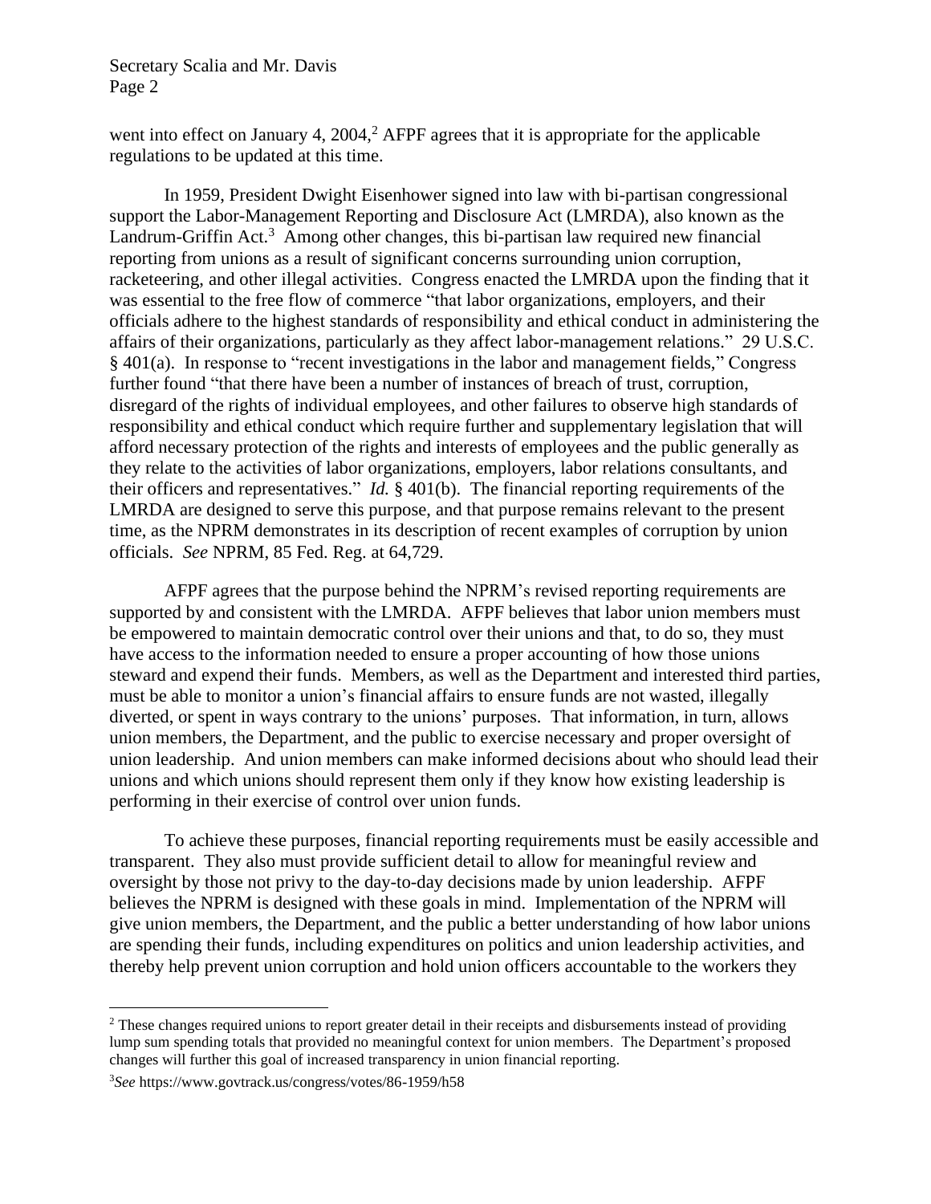went into effect on January 4, 2004,[2] AFPF agrees that it is appropriate for the applicable regulations to be updated at this time.

In 1959, President Dwight Eisenhower signed into law with bi-partisan congressional support the Labor-Management Reporting and Disclosure Act (LMRDA), also known as the Landrum-Griffin Act.[3] Among other changes, this bi-partisan law required new financial reporting from unions as a result of significant concerns surrounding union corruption, racketeering, and other illegal activities. Congress enacted the LMRDA upon the finding that it was essential to the free flow of commerce "that labor organizations, employers, and their officials adhere to the highest standards of responsibility and ethical conduct in administering the affairs of their organizations, particularly as they affect labor-management relations." 29 U.S.C. § 401(a). In response to "recent investigations in the labor and management fields," Congress further found "that there have been a number of instances of breach of trust, corruption, disregard of the rights of individual employees, and other failures to observe high standards of responsibility and ethical conduct which require further and supplementary legislation that will afford necessary protection of the rights and interests of employees and the public generally as they relate to the activities of labor organizations, employers, labor relations consultants, and their officers and representatives." *Id.* § 401(b). The financial reporting requirements of the LMRDA are designed to serve this purpose, and that purpose remains relevant to the present time, as the NPRM demonstrates in its description of recent examples of corruption by union officials. *See* NPRM, 85 Fed. Reg. at 64,729.

AFPF agrees that the purpose behind the NPRM's revised reporting requirements are supported by and consistent with the LMRDA. AFPF believes that labor union members must be empowered to maintain democratic control over their unions and that, to do so, they must have access to the information needed to ensure a proper accounting of how those unions steward and expend their funds. Members, as well as the Department and interested third parties, must be able to monitor a union's financial affairs to ensure funds are not wasted, illegally diverted, or spent in ways contrary to the unions' purposes. That information, in turn, allows union members, the Department, and the public to exercise necessary and proper oversight of union leadership. And union members can make informed decisions about who should lead their unions and which unions should represent them only if they know how existing leadership is performing in their exercise of control over union funds.

To achieve these purposes, financial reporting requirements must be easily accessible and transparent. They also must provide sufficient detail to allow for meaningful review and oversight by those not privy to the day-to-day decisions made by union leadership. AFPF believes the NPRM is designed with these goals in mind. Implementation of the NPRM will give union members, the Department, and the public a better understanding of how labor unions are spending their funds, including expenditures on politics and union leadership activities, and thereby help prevent union corruption and hold union officers accountable to the workers they

---

[2] These changes required unions to report greater detail in their receipts and disbursements instead of providing lump sum spending totals that provided no meaningful context for union members. The Department's proposed changes will further this goal of increased transparency in union financial reporting.

[3] *See* https://www.govtrack.us/congress/votes/86-1959/h58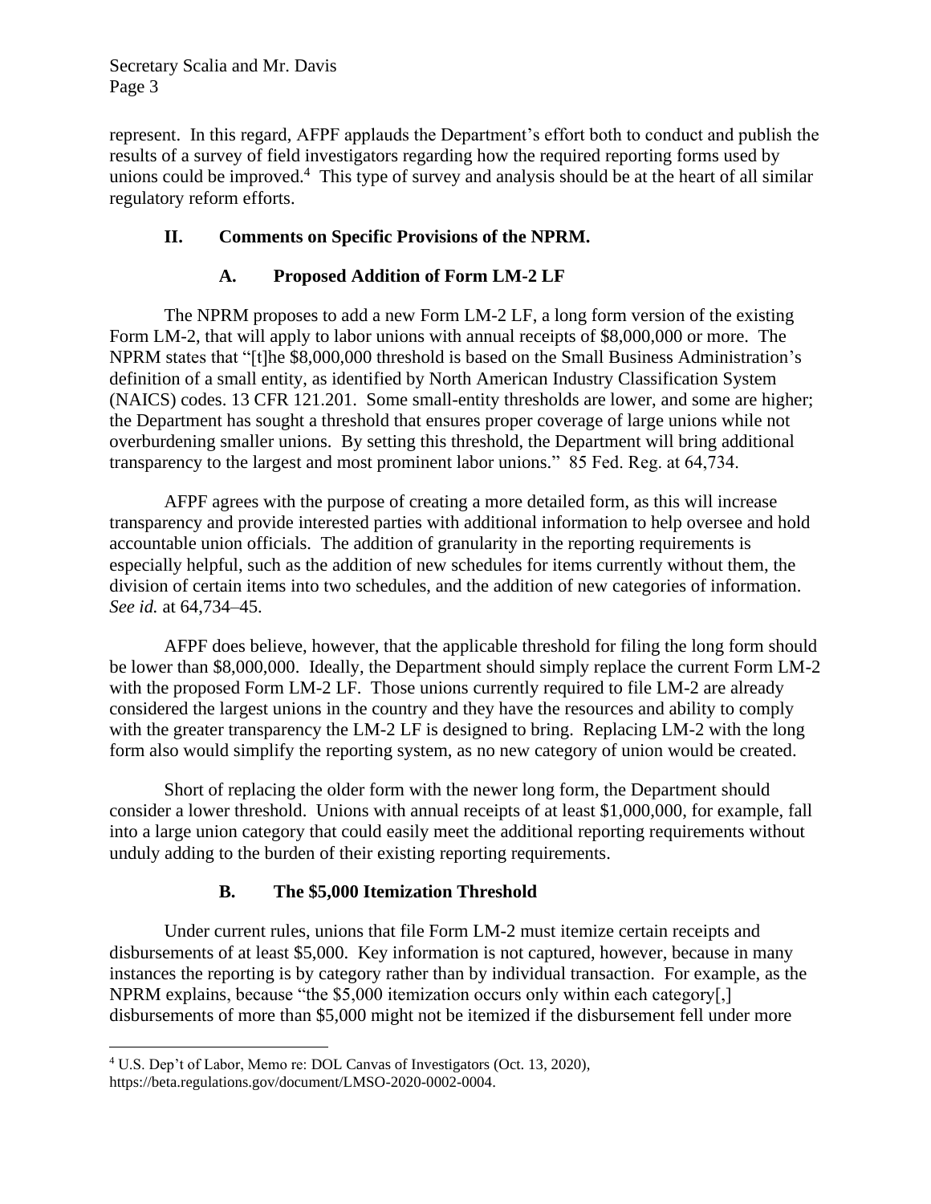represent. In this regard, AFPF applauds the Department's effort both to conduct and publish the results of a survey of field investigators regarding how the required reporting forms used by unions could be improved.[4] This type of survey and analysis should be at the heart of all similar regulatory reform efforts.

## II. Comments on Specific Provisions of the NPRM.

### A. Proposed Addition of Form LM-2 LF

The NPRM proposes to add a new Form LM-2 LF, a long form version of the existing Form LM-2, that will apply to labor unions with annual receipts of $8,000,000 or more. The NPRM states that "[t]he $8,000,000 threshold is based on the Small Business Administration's definition of a small entity, as identified by North American Industry Classification System (NAICS) codes. 13 CFR 121.201. Some small-entity thresholds are lower, and some are higher; the Department has sought a threshold that ensures proper coverage of large unions while not overburdening smaller unions. By setting this threshold, the Department will bring additional transparency to the largest and most prominent labor unions." 85 Fed. Reg. at 64,734.

AFPF agrees with the purpose of creating a more detailed form, as this will increase transparency and provide interested parties with additional information to help oversee and hold accountable union officials. The addition of granularity in the reporting requirements is especially helpful, such as the addition of new schedules for items currently without them, the division of certain items into two schedules, and the addition of new categories of information. *See id.* at 64,734–45.

AFPF does believe, however, that the applicable threshold for filing the long form should be lower than $8,000,000. Ideally, the Department should simply replace the current Form LM-2 with the proposed Form LM-2 LF. Those unions currently required to file LM-2 are already considered the largest unions in the country and they have the resources and ability to comply with the greater transparency the LM-2 LF is designed to bring. Replacing LM-2 with the long form also would simplify the reporting system, as no new category of union would be created.

Short of replacing the older form with the newer long form, the Department should consider a lower threshold. Unions with annual receipts of at least $1,000,000, for example, fall into a large union category that could easily meet the additional reporting requirements without unduly adding to the burden of their existing reporting requirements.

### B. The $5,000 Itemization Threshold

Under current rules, unions that file Form LM-2 must itemize certain receipts and disbursements of at least $5,000. Key information is not captured, however, because in many instances the reporting is by category rather than by individual transaction. For example, as the NPRM explains, because "the $5,000 itemization occurs only within each category[,] disbursements of more than $5,000 might not be itemized if the disbursement fell under more

---

[4] U.S. Dep't of Labor, Memo re: DOL Canvas of Investigators (Oct. 13, 2020), https://beta.regulations.gov/document/LMSO-2020-0002-0004.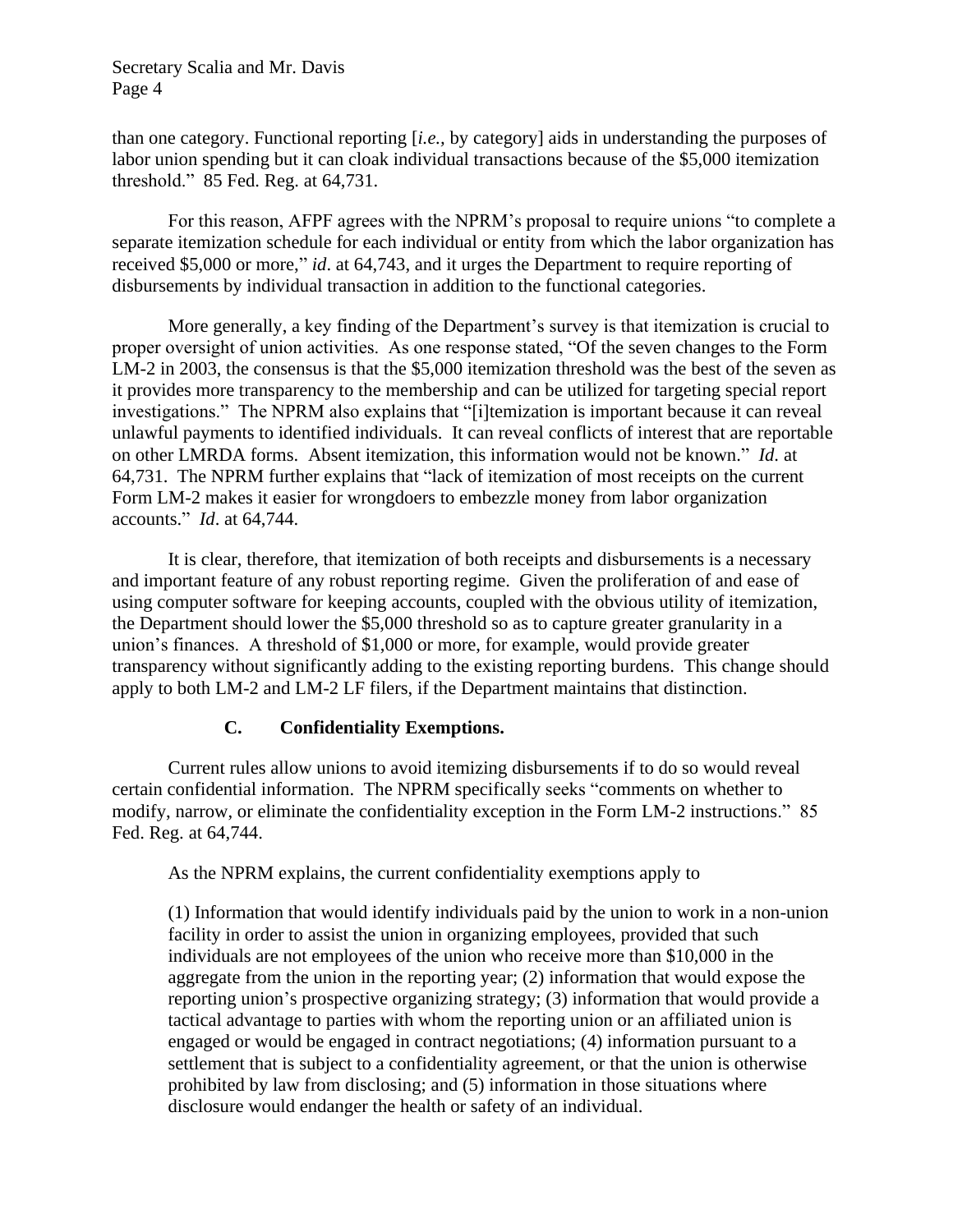than one category. Functional reporting [*i.e.*, by category] aids in understanding the purposes of labor union spending but it can cloak individual transactions because of the $5,000 itemization threshold." 85 Fed. Reg. at 64,731.

For this reason, AFPF agrees with the NPRM's proposal to require unions "to complete a separate itemization schedule for each individual or entity from which the labor organization has received $5,000 or more," *id*. at 64,743, and it urges the Department to require reporting of disbursements by individual transaction in addition to the functional categories.

More generally, a key finding of the Department's survey is that itemization is crucial to proper oversight of union activities. As one response stated, "Of the seven changes to the Form LM-2 in 2003, the consensus is that the $5,000 itemization threshold was the best of the seven as it provides more transparency to the membership and can be utilized for targeting special report investigations." The NPRM also explains that "[i]temization is important because it can reveal unlawful payments to identified individuals. It can reveal conflicts of interest that are reportable on other LMRDA forms. Absent itemization, this information would not be known." *Id*. at 64,731. The NPRM further explains that "lack of itemization of most receipts on the current Form LM-2 makes it easier for wrongdoers to embezzle money from labor organization accounts." *Id*. at 64,744.

It is clear, therefore, that itemization of both receipts and disbursements is a necessary and important feature of any robust reporting regime. Given the proliferation of and ease of using computer software for keeping accounts, coupled with the obvious utility of itemization, the Department should lower the $5,000 threshold so as to capture greater granularity in a union's finances. A threshold of $1,000 or more, for example, would provide greater transparency without significantly adding to the existing reporting burdens. This change should apply to both LM-2 and LM-2 LF filers, if the Department maintains that distinction.

### C. Confidentiality Exemptions.

Current rules allow unions to avoid itemizing disbursements if to do so would reveal certain confidential information. The NPRM specifically seeks "comments on whether to modify, narrow, or eliminate the confidentiality exception in the Form LM-2 instructions." 85 Fed. Reg. at 64,744.

As the NPRM explains, the current confidentiality exemptions apply to

> (1) Information that would identify individuals paid by the union to work in a non-union facility in order to assist the union in organizing employees, provided that such individuals are not employees of the union who receive more than $10,000 in the aggregate from the union in the reporting year; (2) information that would expose the reporting union's prospective organizing strategy; (3) information that would provide a tactical advantage to parties with whom the reporting union or an affiliated union is engaged or would be engaged in contract negotiations; (4) information pursuant to a settlement that is subject to a confidentiality agreement, or that the union is otherwise prohibited by law from disclosing; and (5) information in those situations where disclosure would endanger the health or safety of an individual.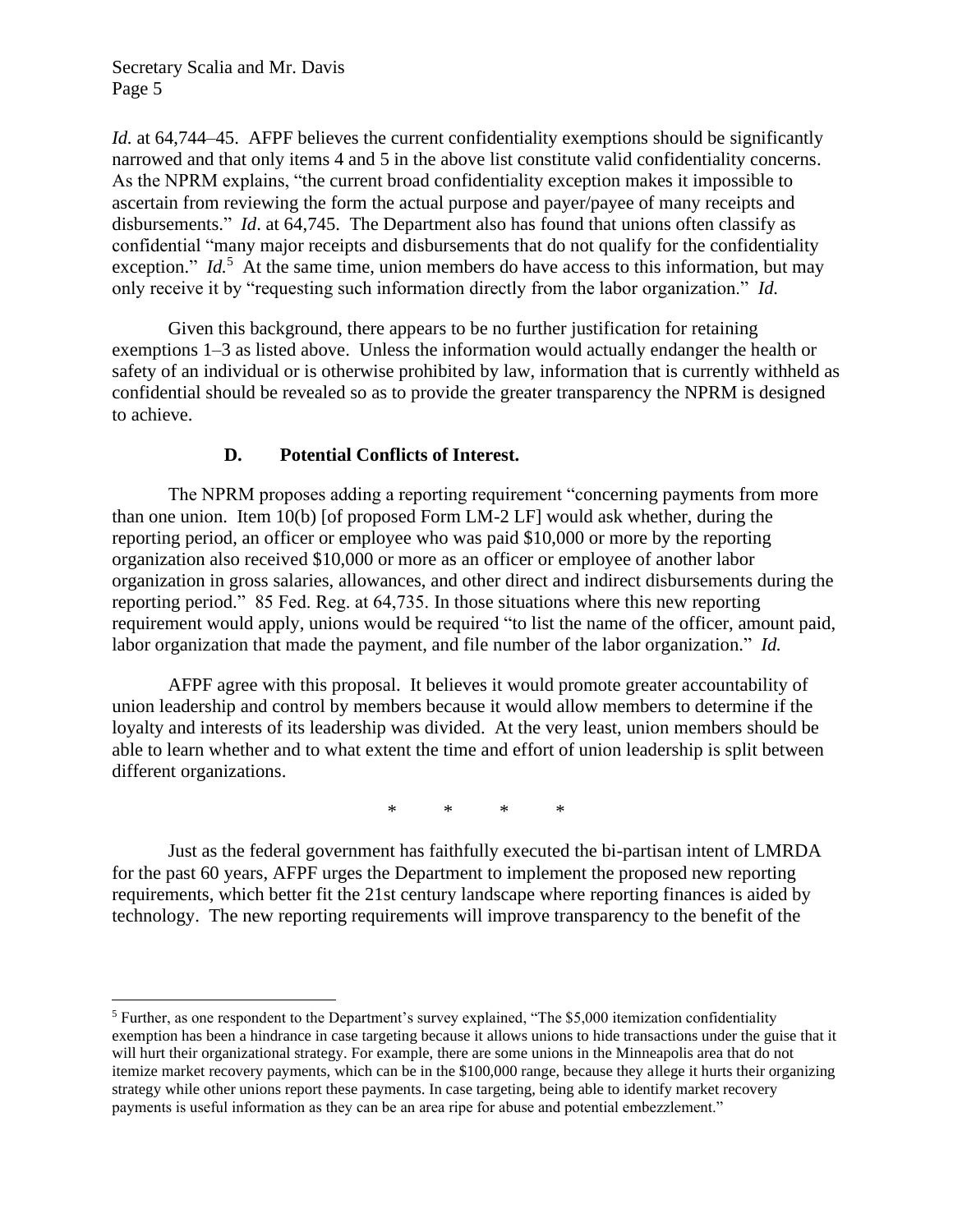*Id.* at 64,744–45. AFPF believes the current confidentiality exemptions should be significantly narrowed and that only items 4 and 5 in the above list constitute valid confidentiality concerns. As the NPRM explains, "the current broad confidentiality exception makes it impossible to ascertain from reviewing the form the actual purpose and payer/payee of many receipts and disbursements." *Id*. at 64,745. The Department also has found that unions often classify as confidential "many major receipts and disbursements that do not qualify for the confidentiality exception." *Id.*[5] At the same time, union members do have access to this information, but may only receive it by "requesting such information directly from the labor organization." *Id.*

Given this background, there appears to be no further justification for retaining exemptions 1–3 as listed above. Unless the information would actually endanger the health or safety of an individual or is otherwise prohibited by law, information that is currently withheld as confidential should be revealed so as to provide the greater transparency the NPRM is designed to achieve.

### D. Potential Conflicts of Interest.

The NPRM proposes adding a reporting requirement "concerning payments from more than one union. Item 10(b) [of proposed Form LM-2 LF] would ask whether, during the reporting period, an officer or employee who was paid $10,000 or more by the reporting organization also received $10,000 or more as an officer or employee of another labor organization in gross salaries, allowances, and other direct and indirect disbursements during the reporting period." 85 Fed. Reg. at 64,735. In those situations where this new reporting requirement would apply, unions would be required "to list the name of the officer, amount paid, labor organization that made the payment, and file number of the labor organization." *Id.*

AFPF agree with this proposal. It believes it would promote greater accountability of union leadership and control by members because it would allow members to determine if the loyalty and interests of its leadership was divided. At the very least, union members should be able to learn whether and to what extent the time and effort of union leadership is split between different organizations.

\* \* \* \*

Just as the federal government has faithfully executed the bi-partisan intent of LMRDA for the past 60 years, AFPF urges the Department to implement the proposed new reporting requirements, which better fit the 21st century landscape where reporting finances is aided by technology. The new reporting requirements will improve transparency to the benefit of the

---

[5] Further, as one respondent to the Department's survey explained, "The $5,000 itemization confidentiality exemption has been a hindrance in case targeting because it allows unions to hide transactions under the guise that it will hurt their organizational strategy. For example, there are some unions in the Minneapolis area that do not itemize market recovery payments, which can be in the $100,000 range, because they allege it hurts their organizing strategy while other unions report these payments. In case targeting, being able to identify market recovery payments is useful information as they can be an area ripe for abuse and potential embezzlement."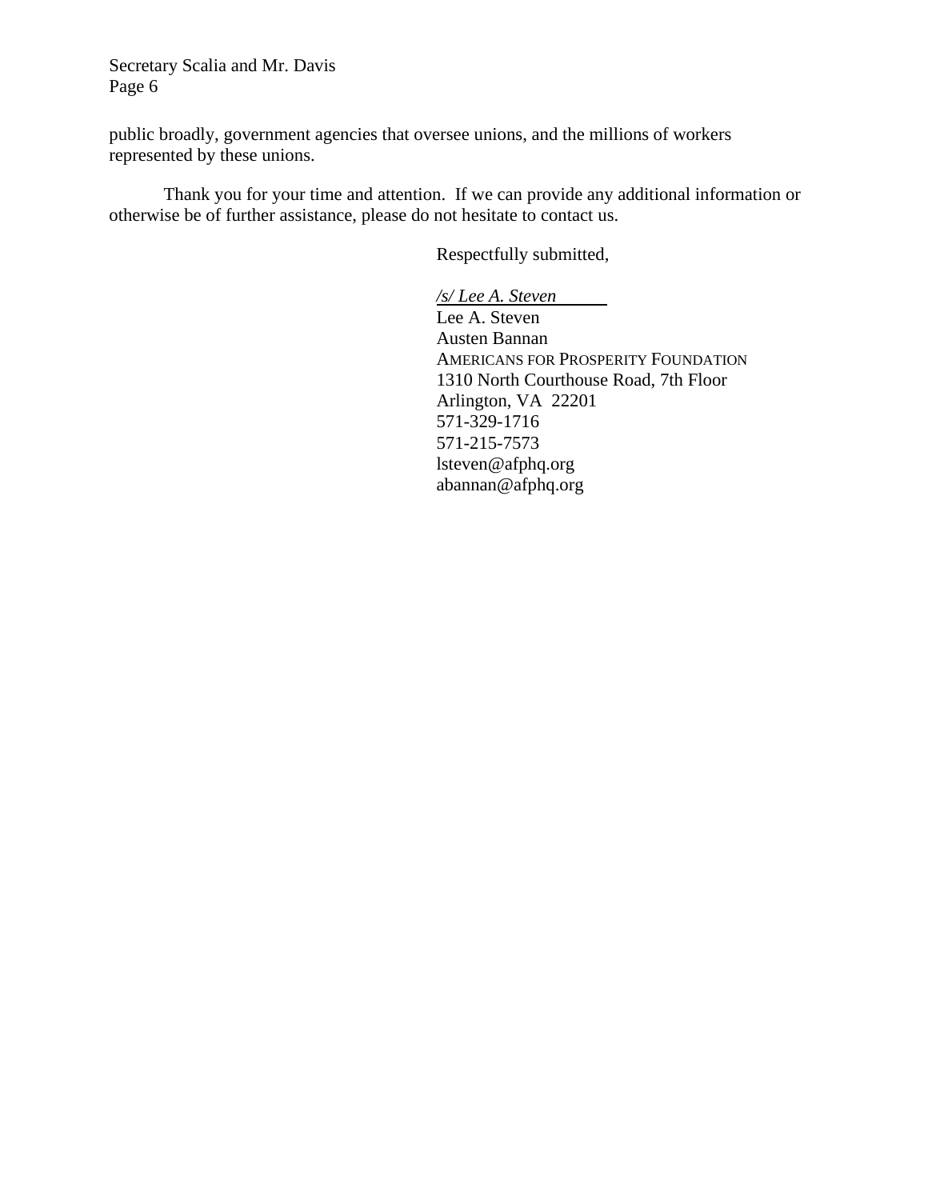public broadly, government agencies that oversee unions, and the millions of workers represented by these unions.

Thank you for your time and attention. If we can provide any additional information or otherwise be of further assistance, please do not hesitate to contact us.

Respectfully submitted,

*/s/ Lee A. Steven*
Lee A. Steven
Austen Bannan
AMERICANS FOR PROSPERITY FOUNDATION
1310 North Courthouse Road, 7th Floor
Arlington, VA 22201
571-329-1716
571-215-7573
lsteven@afphq.org
abannan@afphq.org